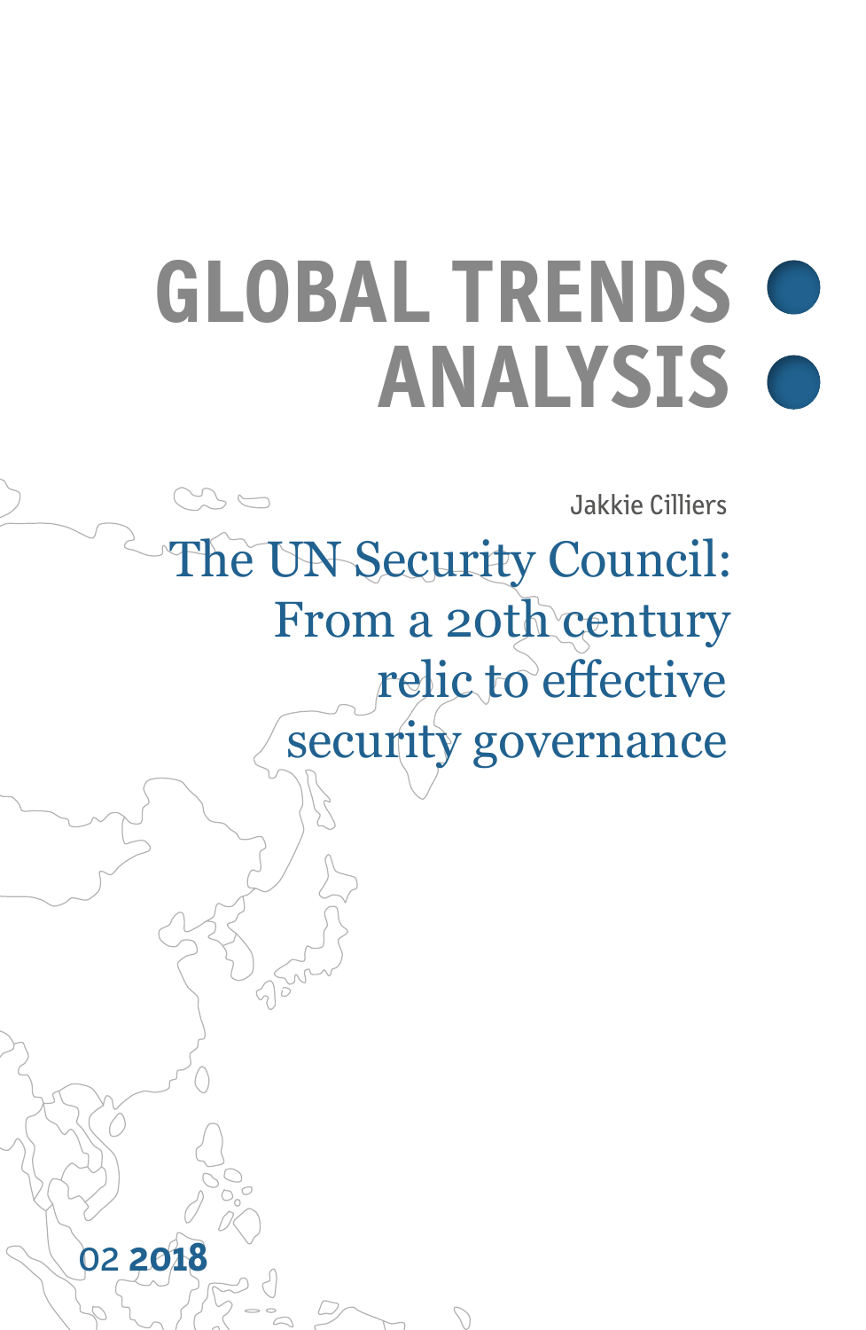# GLOBAL TRENDS ANALYSIS

Jakkie Cilliers

## The UN Security Council: From a 20th century relic to effective security governance

02 **2018**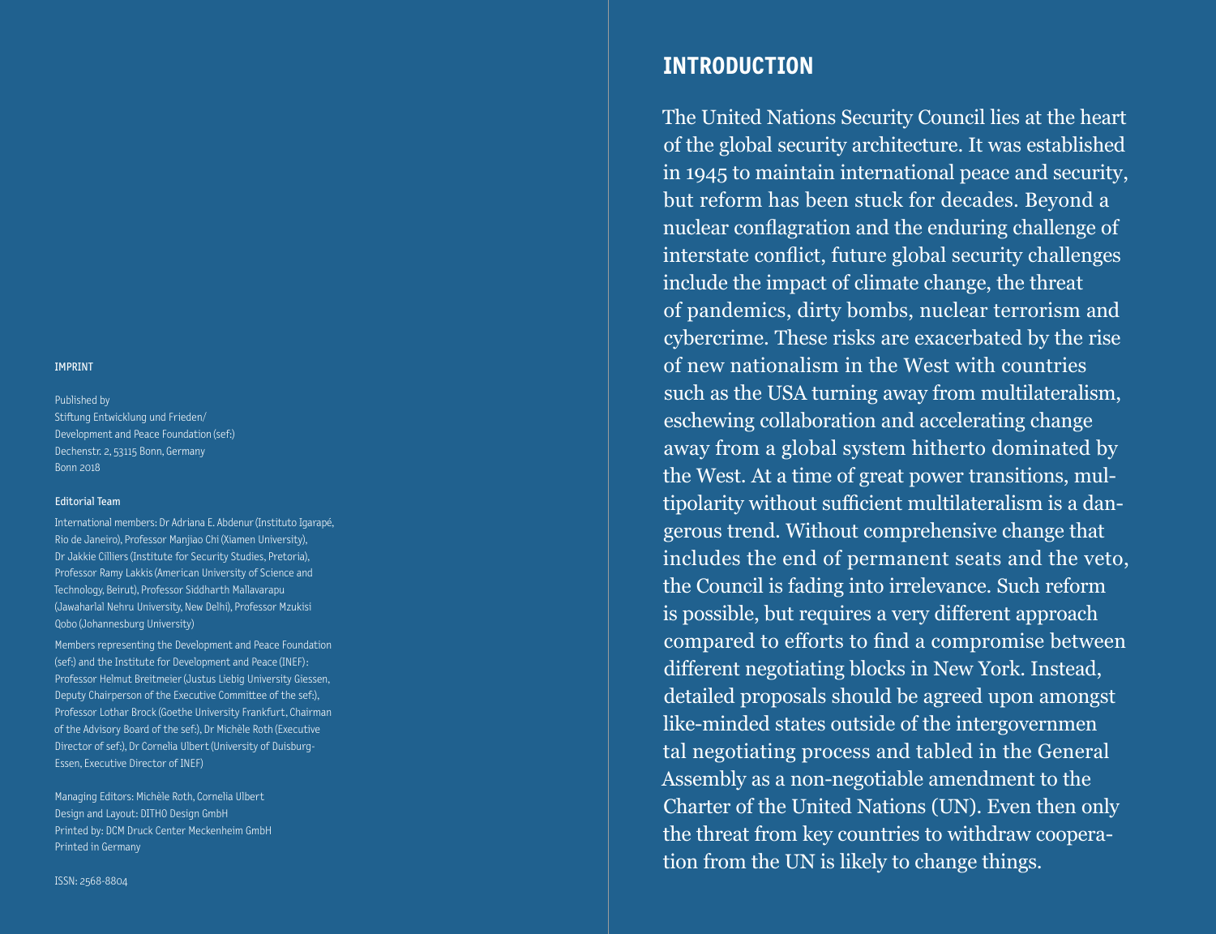**IMPRINT**

Published by
Stiftung Entwicklung und Frieden/
Development and Peace Foundation (sef:)
Dechenstr. 2, 53115 Bonn, Germany
Bonn 2018

**Editorial Team**

International members: Dr Adriana E. Abdenur (Instituto Igarapé, Rio de Janeiro), Professor Manjiao Chi (Xiamen University), Dr Jakkie Cilliers (Institute for Security Studies, Pretoria), Professor Ramy Lakkis (American University of Science and Technology, Beirut), Professor Siddharth Mallavarapu (Jawaharlal Nehru University, New Delhi), Professor Mzukisi Qobo (Johannesburg University)

Members representing the Development and Peace Foundation (sef:) and the Institute for Development and Peace (INEF): Professor Helmut Breitmeier (Justus Liebig University Giessen, Deputy Chairperson of the Executive Committee of the sef:), Professor Lothar Brock (Goethe University Frankfurt, Chairman of the Advisory Board of the sef:), Dr Michèle Roth (Executive Director of sef:), Dr Cornelia Ulbert (University of Duisburg-Essen, Executive Director of INEF)

Managing Editors: Michèle Roth, Cornelia Ulbert
Design and Layout: DITHO Design GmbH
Printed by: DCM Druck Center Meckenheim GmbH
Printed in Germany

ISSN: 2568-8804

## INTRODUCTION

The United Nations Security Council lies at the heart of the global security architecture. It was established in 1945 to maintain international peace and security, but reform has been stuck for decades. Beyond a nuclear conflagration and the enduring challenge of interstate conflict, future global security challenges include the impact of climate change, the threat of pandemics, dirty bombs, nuclear terrorism and cybercrime. These risks are exacerbated by the rise of new nationalism in the West with countries such as the USA turning away from multilateralism, eschewing collaboration and accelerating change away from a global system hitherto dominated by the West. At a time of great power transitions, multipolarity without sufficient multilateralism is a dangerous trend. Without comprehensive change that includes the end of permanent seats and the veto, the Council is fading into irrelevance. Such reform is possible, but requires a very different approach compared to efforts to find a compromise between different negotiating blocks in New York. Instead, detailed proposals should be agreed upon amongst like-minded states outside of the intergovernmental negotiating process and tabled in the General Assembly as a non-negotiable amendment to the Charter of the United Nations (UN). Even then only the threat from key countries to withdraw cooperation from the UN is likely to change things.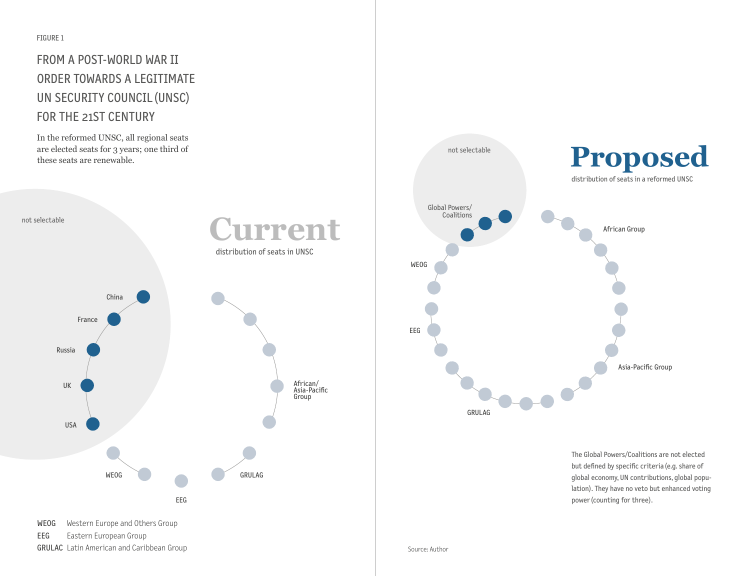FIGURE 1

## FROM A POST-WORLD WAR II ORDER TOWARDS A LEGITIMATE UN SECURITY COUNCIL (UNSC) FOR THE 21ST CENTURY

In the reformed UNSC, all regional seats are elected seats for 3 years; one third of these seats are renewable.

not selectable

**Current**

distribution of seats in UNSC

China

France

Russia

UK

USA

African/ Asia-Pacific Group

WEOG

EEG

GRULAG

WEOG Western Europe and Others Group
EEG Eastern European Group
GRULAC Latin American and Caribbean Group

not selectable

**Proposed**

distribution of seats in a reformed UNSC

Global Powers/ Coalitions

African Group

WEOG

EEG

Asia-Pacific Group

GRULAG

The Global Powers/Coalitions are not elected but defined by specific criteria (e.g. share of global economy, UN contributions, global population). They have no veto but enhanced voting power (counting for three).

Source: Author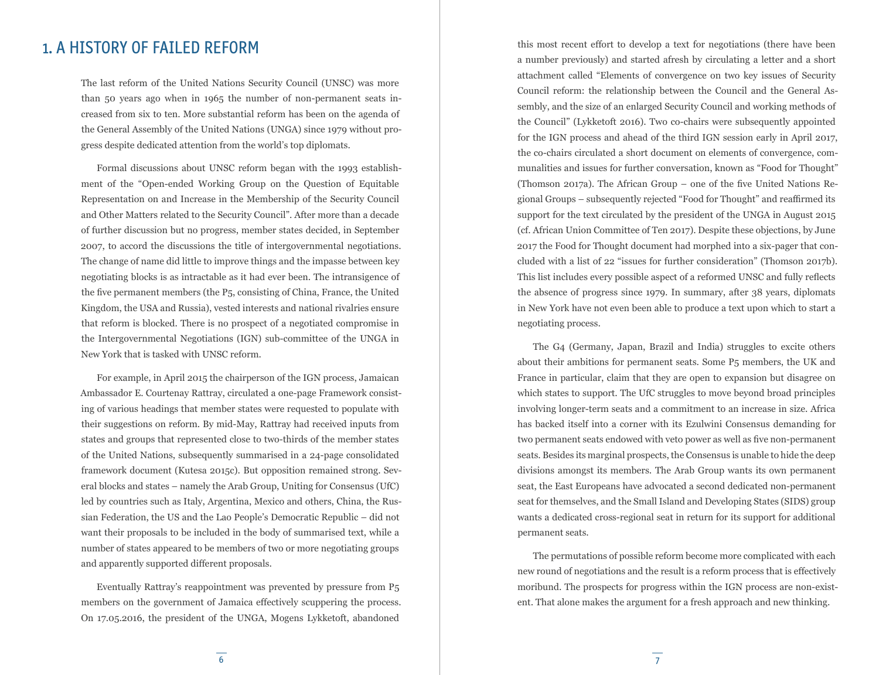# 1. A HISTORY OF FAILED REFORM

The last reform of the United Nations Security Council (UNSC) was more than 50 years ago when in 1965 the number of non-permanent seats increased from six to ten. More substantial reform has been on the agenda of the General Assembly of the United Nations (UNGA) since 1979 without progress despite dedicated attention from the world's top diplomats.

Formal discussions about UNSC reform began with the 1993 establishment of the "Open-ended Working Group on the Question of Equitable Representation on and Increase in the Membership of the Security Council and Other Matters related to the Security Council". After more than a decade of further discussion but no progress, member states decided, in September 2007, to accord the discussions the title of intergovernmental negotiations. The change of name did little to improve things and the impasse between key negotiating blocks is as intractable as it had ever been. The intransigence of the five permanent members (the P5, consisting of China, France, the United Kingdom, the USA and Russia), vested interests and national rivalries ensure that reform is blocked. There is no prospect of a negotiated compromise in the Intergovernmental Negotiations (IGN) sub-committee of the UNGA in New York that is tasked with UNSC reform.

For example, in April 2015 the chairperson of the IGN process, Jamaican Ambassador E. Courtenay Rattray, circulated a one-page Framework consisting of various headings that member states were requested to populate with their suggestions on reform. By mid-May, Rattray had received inputs from states and groups that represented close to two-thirds of the member states of the United Nations, subsequently summarised in a 24-page consolidated framework document (Kutesa 2015c). But opposition remained strong. Several blocks and states – namely the Arab Group, Uniting for Consensus (UfC) led by countries such as Italy, Argentina, Mexico and others, China, the Russian Federation, the US and the Lao People's Democratic Republic – did not want their proposals to be included in the body of summarised text, while a number of states appeared to be members of two or more negotiating groups and apparently supported different proposals.

Eventually Rattray's reappointment was prevented by pressure from P5 members on the government of Jamaica effectively scuppering the process. On 17.05.2016, the president of the UNGA, Mogens Lykketoft, abandoned this most recent effort to develop a text for negotiations (there have been a number previously) and started afresh by circulating a letter and a short attachment called "Elements of convergence on two key issues of Security Council reform: the relationship between the Council and the General Assembly, and the size of an enlarged Security Council and working methods of the Council" (Lykketoft 2016). Two co-chairs were subsequently appointed for the IGN process and ahead of the third IGN session early in April 2017, the co-chairs circulated a short document on elements of convergence, communalities and issues for further conversation, known as "Food for Thought" (Thomson 2017a). The African Group – one of the five United Nations Regional Groups – subsequently rejected "Food for Thought" and reaffirmed its support for the text circulated by the president of the UNGA in August 2015 (cf. African Union Committee of Ten 2017). Despite these objections, by June 2017 the Food for Thought document had morphed into a six-pager that concluded with a list of 22 "issues for further consideration" (Thomson 2017b). This list includes every possible aspect of a reformed UNSC and fully reflects the absence of progress since 1979. In summary, after 38 years, diplomats in New York have not even been able to produce a text upon which to start a negotiating process.

The G4 (Germany, Japan, Brazil and India) struggles to excite others about their ambitions for permanent seats. Some P5 members, the UK and France in particular, claim that they are open to expansion but disagree on which states to support. The UfC struggles to move beyond broad principles involving longer-term seats and a commitment to an increase in size. Africa has backed itself into a corner with its Ezulwini Consensus demanding for two permanent seats endowed with veto power as well as five non-permanent seats. Besides its marginal prospects, the Consensus is unable to hide the deep divisions amongst its members. The Arab Group wants its own permanent seat, the East Europeans have advocated a second dedicated non-permanent seat for themselves, and the Small Island and Developing States (SIDS) group wants a dedicated cross-regional seat in return for its support for additional permanent seats.

The permutations of possible reform become more complicated with each new round of negotiations and the result is a reform process that is effectively moribund. The prospects for progress within the IGN process are non-existent. That alone makes the argument for a fresh approach and new thinking.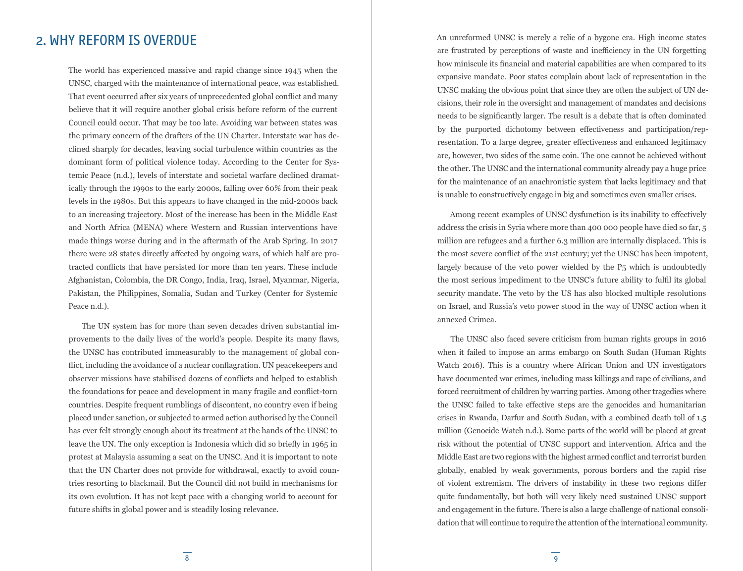## 2. WHY REFORM IS OVERDUE

The world has experienced massive and rapid change since 1945 when the UNSC, charged with the maintenance of international peace, was established. That event occurred after six years of unprecedented global conflict and many believe that it will require another global crisis before reform of the current Council could occur. That may be too late. Avoiding war between states was the primary concern of the drafters of the UN Charter. Interstate war has declined sharply for decades, leaving social turbulence within countries as the dominant form of political violence today. According to the Center for Systemic Peace (n.d.), levels of interstate and societal warfare declined dramatically through the 1990s to the early 2000s, falling over 60% from their peak levels in the 1980s. But this appears to have changed in the mid-2000s back to an increasing trajectory. Most of the increase has been in the Middle East and North Africa (MENA) where Western and Russian interventions have made things worse during and in the aftermath of the Arab Spring. In 2017 there were 28 states directly affected by ongoing wars, of which half are protracted conflicts that have persisted for more than ten years. These include Afghanistan, Colombia, the DR Congo, India, Iraq, Israel, Myanmar, Nigeria, Pakistan, the Philippines, Somalia, Sudan and Turkey (Center for Systemic Peace n.d.).

The UN system has for more than seven decades driven substantial improvements to the daily lives of the world's people. Despite its many flaws, the UNSC has contributed immeasurably to the management of global conflict, including the avoidance of a nuclear conflagration. UN peacekeepers and observer missions have stabilised dozens of conflicts and helped to establish the foundations for peace and development in many fragile and conflict-torn countries. Despite frequent rumblings of discontent, no country even if being placed under sanction, or subjected to armed action authorised by the Council has ever felt strongly enough about its treatment at the hands of the UNSC to leave the UN. The only exception is Indonesia which did so briefly in 1965 in protest at Malaysia assuming a seat on the UNSC. And it is important to note that the UN Charter does not provide for withdrawal, exactly to avoid countries resorting to blackmail. But the Council did not build in mechanisms for its own evolution. It has not kept pace with a changing world to account for future shifts in global power and is steadily losing relevance.

An unreformed UNSC is merely a relic of a bygone era. High income states are frustrated by perceptions of waste and inefficiency in the UN forgetting how miniscule its financial and material capabilities are when compared to its expansive mandate. Poor states complain about lack of representation in the UNSC making the obvious point that since they are often the subject of UN decisions, their role in the oversight and management of mandates and decisions needs to be significantly larger. The result is a debate that is often dominated by the purported dichotomy between effectiveness and participation/representation. To a large degree, greater effectiveness and enhanced legitimacy are, however, two sides of the same coin. The one cannot be achieved without the other. The UNSC and the international community already pay a huge price for the maintenance of an anachronistic system that lacks legitimacy and that is unable to constructively engage in big and sometimes even smaller crises.

Among recent examples of UNSC dysfunction is its inability to effectively address the crisis in Syria where more than 400 000 people have died so far, 5 million are refugees and a further 6.3 million are internally displaced. This is the most severe conflict of the 21st century; yet the UNSC has been impotent, largely because of the veto power wielded by the P5 which is undoubtedly the most serious impediment to the UNSC's future ability to fulfil its global security mandate. The veto by the US has also blocked multiple resolutions on Israel, and Russia's veto power stood in the way of UNSC action when it annexed Crimea.

The UNSC also faced severe criticism from human rights groups in 2016 when it failed to impose an arms embargo on South Sudan (Human Rights Watch 2016). This is a country where African Union and UN investigators have documented war crimes, including mass killings and rape of civilians, and forced recruitment of children by warring parties. Among other tragedies where the UNSC failed to take effective steps are the genocides and humanitarian crises in Rwanda, Darfur and South Sudan, with a combined death toll of 1.5 million (Genocide Watch n.d.). Some parts of the world will be placed at great risk without the potential of UNSC support and intervention. Africa and the Middle East are two regions with the highest armed conflict and terrorist burden globally, enabled by weak governments, porous borders and the rapid rise of violent extremism. The drivers of instability in these two regions differ quite fundamentally, but both will very likely need sustained UNSC support and engagement in the future. There is also a large challenge of national consolidation that will continue to require the attention of the international community.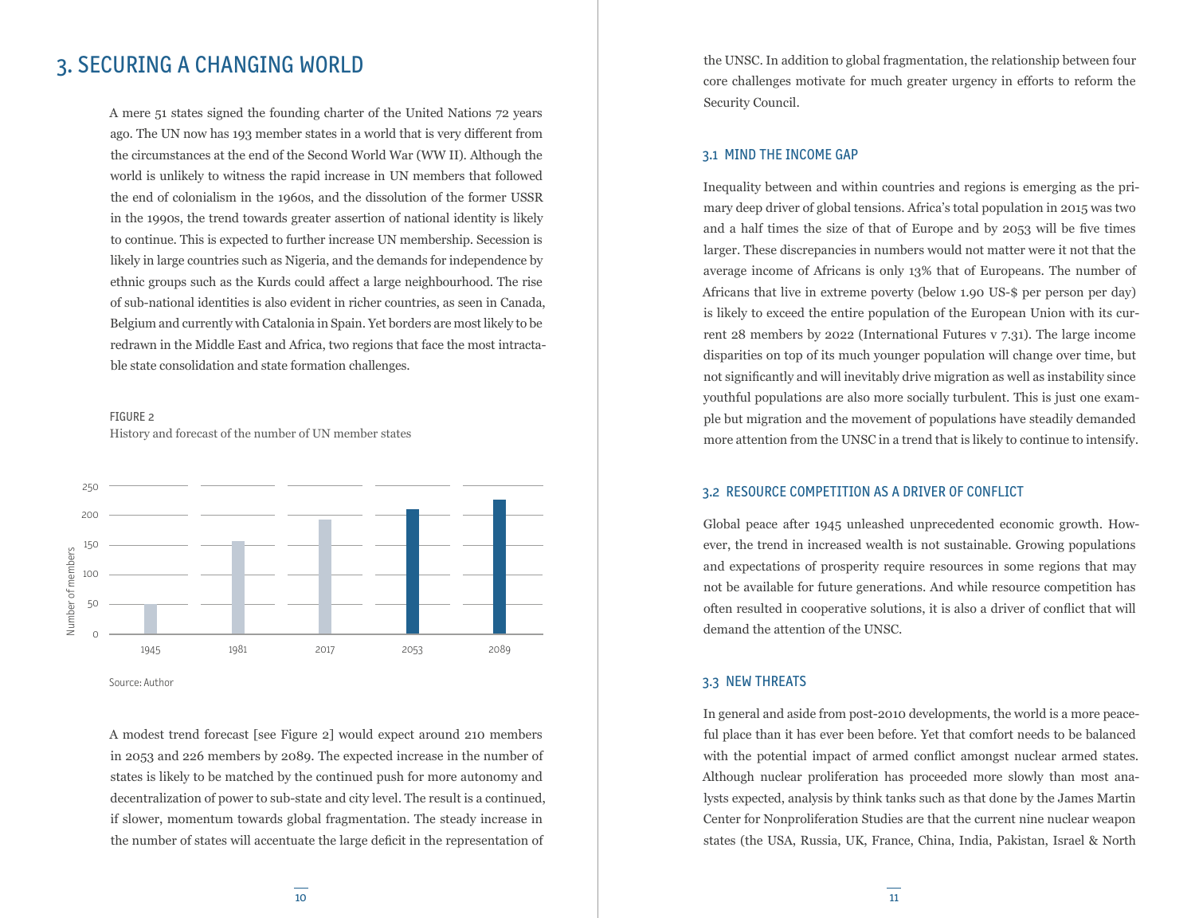# 3. SECURING A CHANGING WORLD

A mere 51 states signed the founding charter of the United Nations 72 years ago. The UN now has 193 member states in a world that is very different from the circumstances at the end of the Second World War (WW II). Although the world is unlikely to witness the rapid increase in UN members that followed the end of colonialism in the 1960s, and the dissolution of the former USSR in the 1990s, the trend towards greater assertion of national identity is likely to continue. This is expected to further increase UN membership. Secession is likely in large countries such as Nigeria, and the demands for independence by ethnic groups such as the Kurds could affect a large neighbourhood. The rise of sub-national identities is also evident in richer countries, as seen in Canada, Belgium and currently with Catalonia in Spain. Yet borders are most likely to be redrawn in the Middle East and Africa, two regions that face the most intractable state consolidation and state formation challenges.

FIGURE 2
History and forecast of the number of UN member states

| Year | Number of members |
|---|---|
| 1945 | ~51 |
| 1981 | ~157 |
| 2017 | ~193 |
| 2053 | ~210 |
| 2089 | ~226 |

Source: Author

A modest trend forecast [see Figure 2] would expect around 210 members in 2053 and 226 members by 2089. The expected increase in the number of states is likely to be matched by the continued push for more autonomy and decentralization of power to sub-state and city level. The result is a continued, if slower, momentum towards global fragmentation. The steady increase in the number of states will accentuate the large deficit in the representation of the UNSC. In addition to global fragmentation, the relationship between four core challenges motivate for much greater urgency in efforts to reform the Security Council.

## 3.1 MIND THE INCOME GAP

Inequality between and within countries and regions is emerging as the primary deep driver of global tensions. Africa's total population in 2015 was two and a half times the size of that of Europe and by 2053 will be five times larger. These discrepancies in numbers would not matter were it not that the average income of Africans is only 13% that of Europeans. The number of Africans that live in extreme poverty (below 1.90 US-$ per person per day) is likely to exceed the entire population of the European Union with its current 28 members by 2022 (International Futures v 7.31). The large income disparities on top of its much younger population will change over time, but not significantly and will inevitably drive migration as well as instability since youthful populations are also more socially turbulent. This is just one example but migration and the movement of populations have steadily demanded more attention from the UNSC in a trend that is likely to continue to intensify.

## 3.2 RESOURCE COMPETITION AS A DRIVER OF CONFLICT

Global peace after 1945 unleashed unprecedented economic growth. However, the trend in increased wealth is not sustainable. Growing populations and expectations of prosperity require resources in some regions that may not be available for future generations. And while resource competition has often resulted in cooperative solutions, it is also a driver of conflict that will demand the attention of the UNSC.

## 3.3 NEW THREATS

In general and aside from post-2010 developments, the world is a more peaceful place than it has ever been before. Yet that comfort needs to be balanced with the potential impact of armed conflict amongst nuclear armed states. Although nuclear proliferation has proceeded more slowly than most analysts expected, analysis by think tanks such as that done by the James Martin Center for Nonproliferation Studies are that the current nine nuclear weapon states (the USA, Russia, UK, France, China, India, Pakistan, Israel & North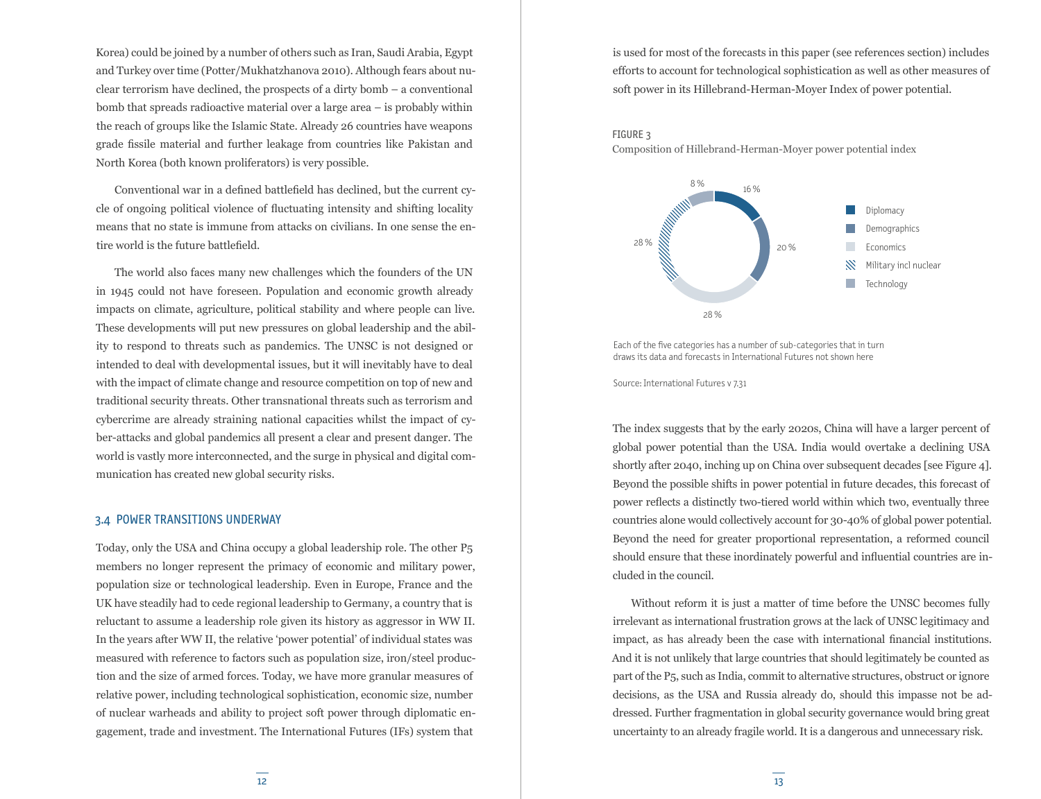Korea) could be joined by a number of others such as Iran, Saudi Arabia, Egypt and Turkey over time (Potter/Mukhatzhanova 2010). Although fears about nuclear terrorism have declined, the prospects of a dirty bomb – a conventional bomb that spreads radioactive material over a large area – is probably within the reach of groups like the Islamic State. Already 26 countries have weapons grade fissile material and further leakage from countries like Pakistan and North Korea (both known proliferators) is very possible.

Conventional war in a defined battlefield has declined, but the current cycle of ongoing political violence of fluctuating intensity and shifting locality means that no state is immune from attacks on civilians. In one sense the entire world is the future battlefield.

The world also faces many new challenges which the founders of the UN in 1945 could not have foreseen. Population and economic growth already impacts on climate, agriculture, political stability and where people can live. These developments will put new pressures on global leadership and the ability to respond to threats such as pandemics. The UNSC is not designed or intended to deal with developmental issues, but it will inevitably have to deal with the impact of climate change and resource competition on top of new and traditional security threats. Other transnational threats such as terrorism and cybercrime are already straining national capacities whilst the impact of cyber-attacks and global pandemics all present a clear and present danger. The world is vastly more interconnected, and the surge in physical and digital communication has created new global security risks.

### 3.4 POWER TRANSITIONS UNDERWAY

Today, only the USA and China occupy a global leadership role. The other P5 members no longer represent the primacy of economic and military power, population size or technological leadership. Even in Europe, France and the UK have steadily had to cede regional leadership to Germany, a country that is reluctant to assume a leadership role given its history as aggressor in WW II. In the years after WW II, the relative 'power potential' of individual states was measured with reference to factors such as population size, iron/steel production and the size of armed forces. Today, we have more granular measures of relative power, including technological sophistication, economic size, number of nuclear warheads and ability to project soft power through diplomatic engagement, trade and investment. The International Futures (IFs) system that is used for most of the forecasts in this paper (see references section) includes efforts to account for technological sophistication as well as other measures of soft power in its Hillebrand-Herman-Moyer Index of power potential.

FIGURE 3

Composition of Hillebrand-Herman-Moyer power potential index

| Category | Share |
|---|---|
| Diplomacy | 16 % |
| Demographics | 20 % |
| Economics | 28 % |
| Military incl nuclear | 28 % |
| Technology | 8 % |

Each of the five categories has a number of sub-categories that in turn draws its data and forecasts in International Futures not shown here

Source: International Futures v 7.31

The index suggests that by the early 2020s, China will have a larger percent of global power potential than the USA. India would overtake a declining USA shortly after 2040, inching up on China over subsequent decades [see Figure 4]. Beyond the possible shifts in power potential in future decades, this forecast of power reflects a distinctly two-tiered world within which two, eventually three countries alone would collectively account for 30-40% of global power potential. Beyond the need for greater proportional representation, a reformed council should ensure that these inordinately powerful and influential countries are included in the council.

Without reform it is just a matter of time before the UNSC becomes fully irrelevant as international frustration grows at the lack of UNSC legitimacy and impact, as has already been the case with international financial institutions. And it is not unlikely that large countries that should legitimately be counted as part of the P5, such as India, commit to alternative structures, obstruct or ignore decisions, as the USA and Russia already do, should this impasse not be addressed. Further fragmentation in global security governance would bring great uncertainty to an already fragile world. It is a dangerous and unnecessary risk.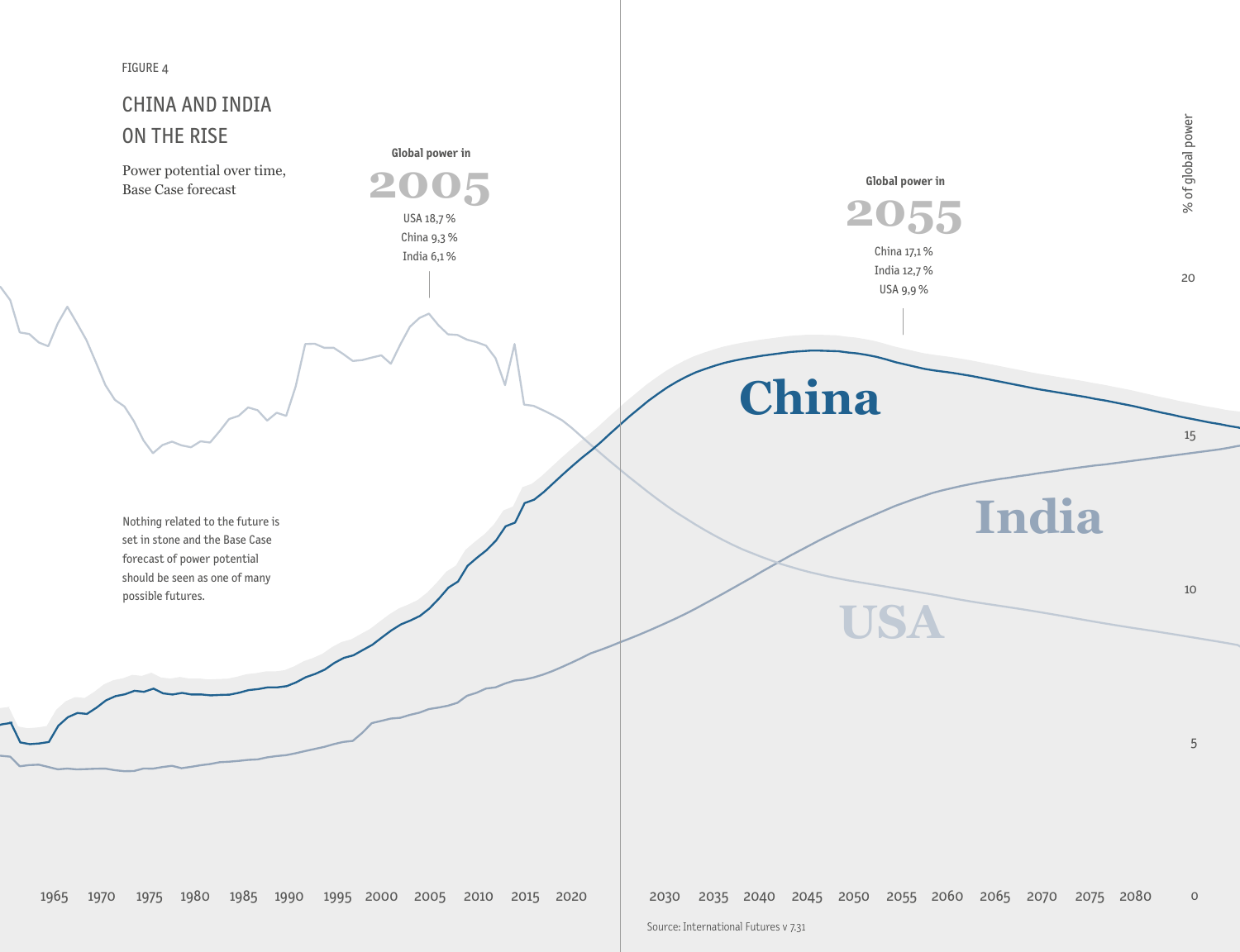FIGURE 4

## CHINA AND INDIA ON THE RISE

Power potential over time, Base Case forecast

**Global power in 2005**

USA 18,7 %
China 9,3 %
India 6,1 %

**Global power in 2055**

China 17,1 %
India 12,7 %
USA 9,9 %

Nothing related to the future is set in stone and the Base Case forecast of power potential should be seen as one of many possible futures.

Source: International Futures v 7.31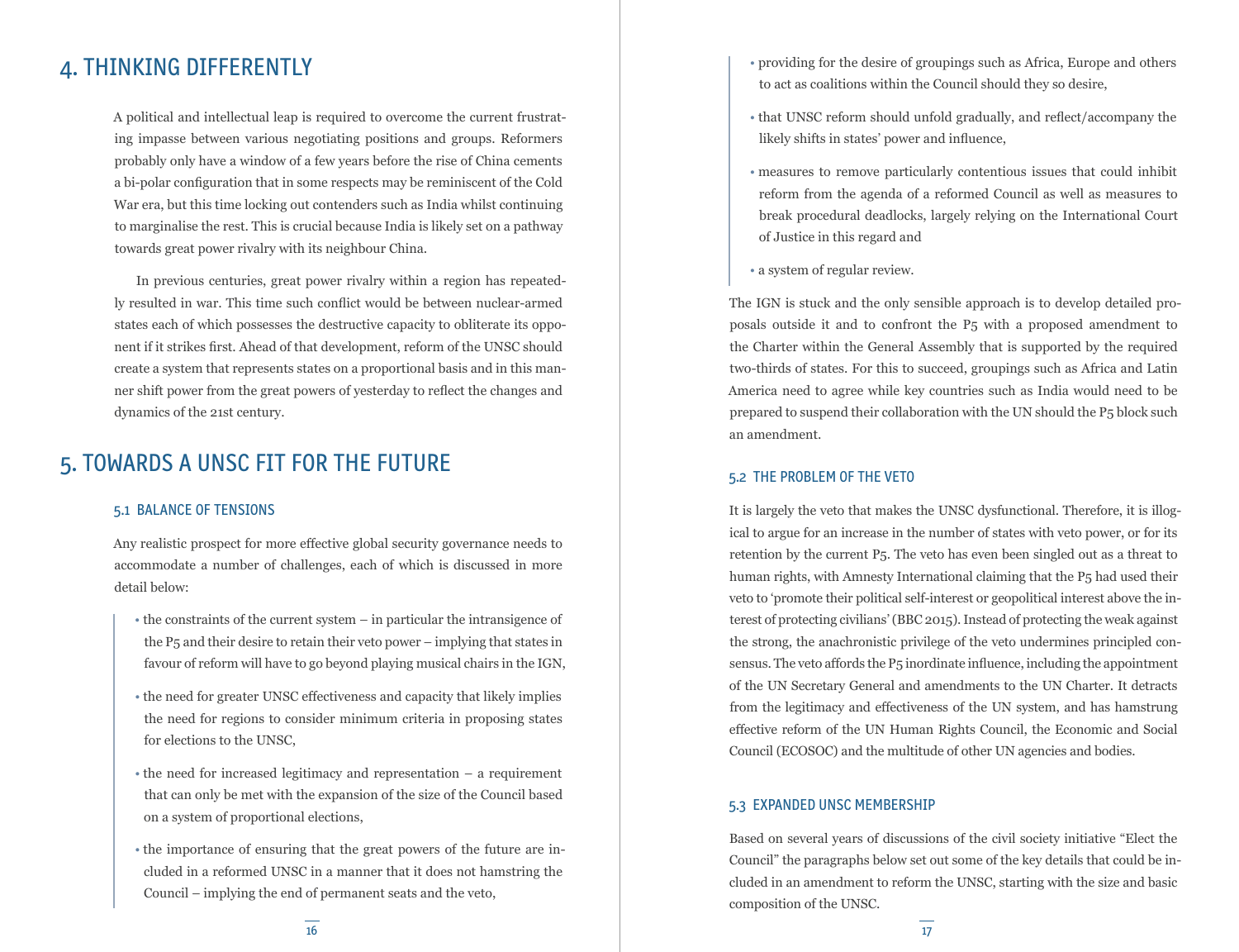# 4. THINKING DIFFERENTLY

A political and intellectual leap is required to overcome the current frustrating impasse between various negotiating positions and groups. Reformers probably only have a window of a few years before the rise of China cements a bi-polar configuration that in some respects may be reminiscent of the Cold War era, but this time locking out contenders such as India whilst continuing to marginalise the rest. This is crucial because India is likely set on a pathway towards great power rivalry with its neighbour China.

In previous centuries, great power rivalry within a region has repeatedly resulted in war. This time such conflict would be between nuclear-armed states each of which possesses the destructive capacity to obliterate its opponent if it strikes first. Ahead of that development, reform of the UNSC should create a system that represents states on a proportional basis and in this manner shift power from the great powers of yesterday to reflect the changes and dynamics of the 21st century.

# 5. TOWARDS A UNSC FIT FOR THE FUTURE

## 5.1 BALANCE OF TENSIONS

Any realistic prospect for more effective global security governance needs to accommodate a number of challenges, each of which is discussed in more detail below:

- the constraints of the current system – in particular the intransigence of the P5 and their desire to retain their veto power – implying that states in favour of reform will have to go beyond playing musical chairs in the IGN,
- the need for greater UNSC effectiveness and capacity that likely implies the need for regions to consider minimum criteria in proposing states for elections to the UNSC,
- the need for increased legitimacy and representation – a requirement that can only be met with the expansion of the size of the Council based on a system of proportional elections,
- the importance of ensuring that the great powers of the future are included in a reformed UNSC in a manner that it does not hamstring the Council – implying the end of permanent seats and the veto,
- providing for the desire of groupings such as Africa, Europe and others to act as coalitions within the Council should they so desire,
- that UNSC reform should unfold gradually, and reflect/accompany the likely shifts in states' power and influence,
- measures to remove particularly contentious issues that could inhibit reform from the agenda of a reformed Council as well as measures to break procedural deadlocks, largely relying on the International Court of Justice in this regard and
- a system of regular review.

The IGN is stuck and the only sensible approach is to develop detailed proposals outside it and to confront the P5 with a proposed amendment to the Charter within the General Assembly that is supported by the required two-thirds of states. For this to succeed, groupings such as Africa and Latin America need to agree while key countries such as India would need to be prepared to suspend their collaboration with the UN should the P5 block such an amendment.

## 5.2 THE PROBLEM OF THE VETO

It is largely the veto that makes the UNSC dysfunctional. Therefore, it is illogical to argue for an increase in the number of states with veto power, or for its retention by the current P5. The veto has even been singled out as a threat to human rights, with Amnesty International claiming that the P5 had used their veto to 'promote their political self-interest or geopolitical interest above the interest of protecting civilians' (BBC 2015). Instead of protecting the weak against the strong, the anachronistic privilege of the veto undermines principled consensus. The veto affords the P5 inordinate influence, including the appointment of the UN Secretary General and amendments to the UN Charter. It detracts from the legitimacy and effectiveness of the UN system, and has hamstrung effective reform of the UN Human Rights Council, the Economic and Social Council (ECOSOC) and the multitude of other UN agencies and bodies.

## 5.3 EXPANDED UNSC MEMBERSHIP

Based on several years of discussions of the civil society initiative "Elect the Council" the paragraphs below set out some of the key details that could be included in an amendment to reform the UNSC, starting with the size and basic composition of the UNSC.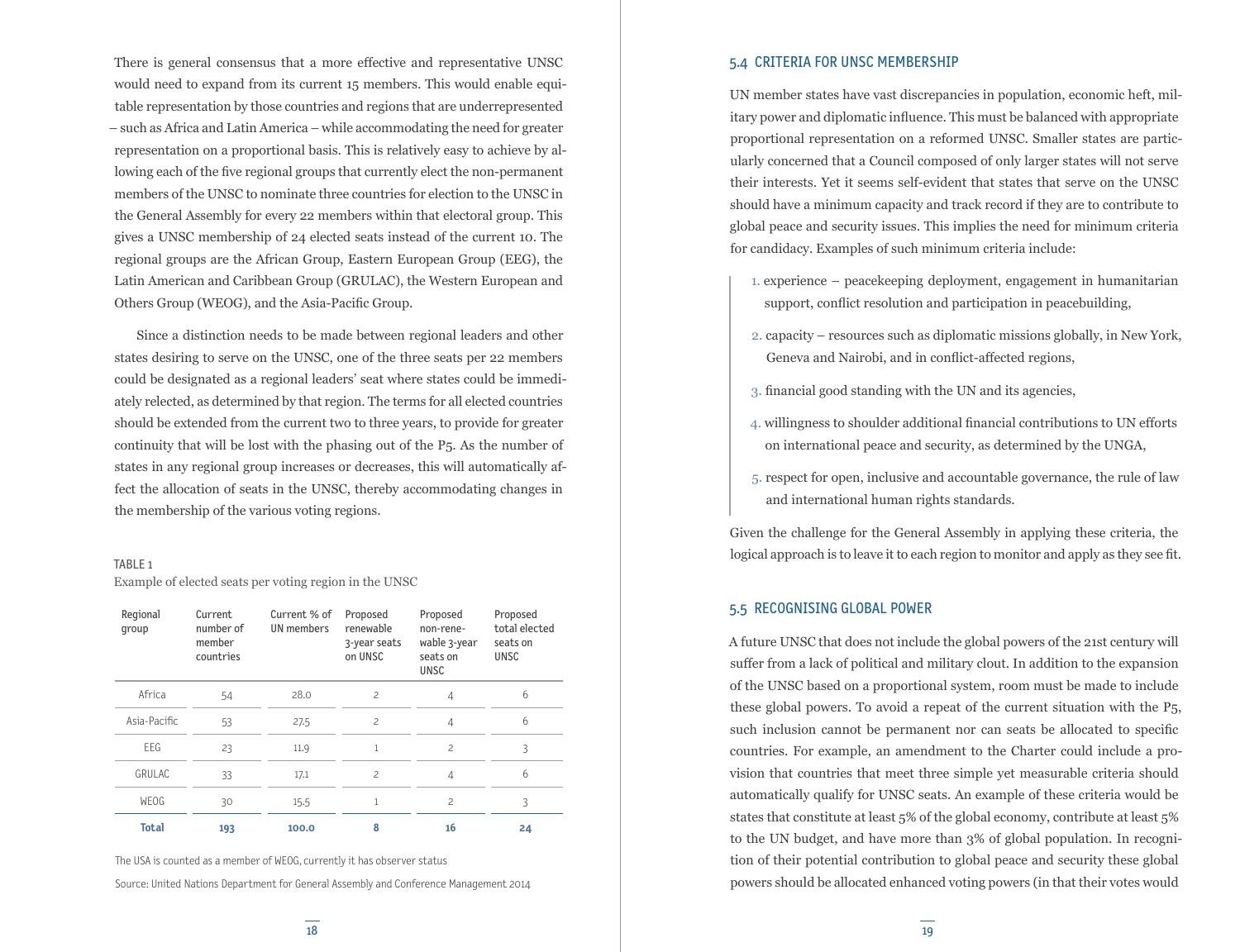There is general consensus that a more effective and representative UNSC would need to expand from its current 15 members. This would enable equitable representation by those countries and regions that are underrepresented – such as Africa and Latin America – while accommodating the need for greater representation on a proportional basis. This is relatively easy to achieve by allowing each of the five regional groups that currently elect the non-permanent members of the UNSC to nominate three countries for election to the UNSC in the General Assembly for every 22 members within that electoral group. This gives a UNSC membership of 24 elected seats instead of the current 10. The regional groups are the African Group, Eastern European Group (EEG), the Latin American and Caribbean Group (GRULAC), the Western European and Others Group (WEOG), and the Asia-Pacific Group.

Since a distinction needs to be made between regional leaders and other states desiring to serve on the UNSC, one of the three seats per 22 members could be designated as a regional leaders' seat where states could be immediately relected, as determined by that region. The terms for all elected countries should be extended from the current two to three years, to provide for greater continuity that will be lost with the phasing out of the P5. As the number of states in any regional group increases or decreases, this will automatically affect the allocation of seats in the UNSC, thereby accommodating changes in the membership of the various voting regions.

TABLE 1

Example of elected seats per voting region in the UNSC

| Regional group | Current number of member countries | Current % of UN members | Proposed renewable 3-year seats on UNSC | Proposed non-renewable 3-year seats on UNSC | Proposed total elected seats on UNSC |
|---|---|---|---|---|---|
| Africa | 54 | 28.0 | 2 | 4 | 6 |
| Asia-Pacific | 53 | 27.5 | 2 | 4 | 6 |
| EEG | 23 | 11.9 | 1 | 2 | 3 |
| GRULAC | 33 | 17.1 | 2 | 4 | 6 |
| WEOG | 30 | 15.5 | 1 | 2 | 3 |
| **Total** | **193** | **100.0** | **8** | **16** | **24** |

The USA is counted as a member of WEOG, currently it has observer status

Source: United Nations Department for General Assembly and Conference Management 2014

## 5.4 CRITERIA FOR UNSC MEMBERSHIP

UN member states have vast discrepancies in population, economic heft, military power and diplomatic influence. This must be balanced with appropriate proportional representation on a reformed UNSC. Smaller states are particularly concerned that a Council composed of only larger states will not serve their interests. Yet it seems self-evident that states that serve on the UNSC should have a minimum capacity and track record if they are to contribute to global peace and security issues. This implies the need for minimum criteria for candidacy. Examples of such minimum criteria include:

1. experience – peacekeeping deployment, engagement in humanitarian support, conflict resolution and participation in peacebuilding,
2. capacity – resources such as diplomatic missions globally, in New York, Geneva and Nairobi, and in conflict-affected regions,
3. financial good standing with the UN and its agencies,
4. willingness to shoulder additional financial contributions to UN efforts on international peace and security, as determined by the UNGA,
5. respect for open, inclusive and accountable governance, the rule of law and international human rights standards.

Given the challenge for the General Assembly in applying these criteria, the logical approach is to leave it to each region to monitor and apply as they see fit.

## 5.5 RECOGNISING GLOBAL POWER

A future UNSC that does not include the global powers of the 21st century will suffer from a lack of political and military clout. In addition to the expansion of the UNSC based on a proportional system, room must be made to include these global powers. To avoid a repeat of the current situation with the P5, such inclusion cannot be permanent nor can seats be allocated to specific countries. For example, an amendment to the Charter could include a provision that countries that meet three simple yet measurable criteria should automatically qualify for UNSC seats. An example of these criteria would be states that constitute at least 5% of the global economy, contribute at least 5% to the UN budget, and have more than 3% of global population. In recognition of their potential contribution to global peace and security these global powers should be allocated enhanced voting powers (in that their votes would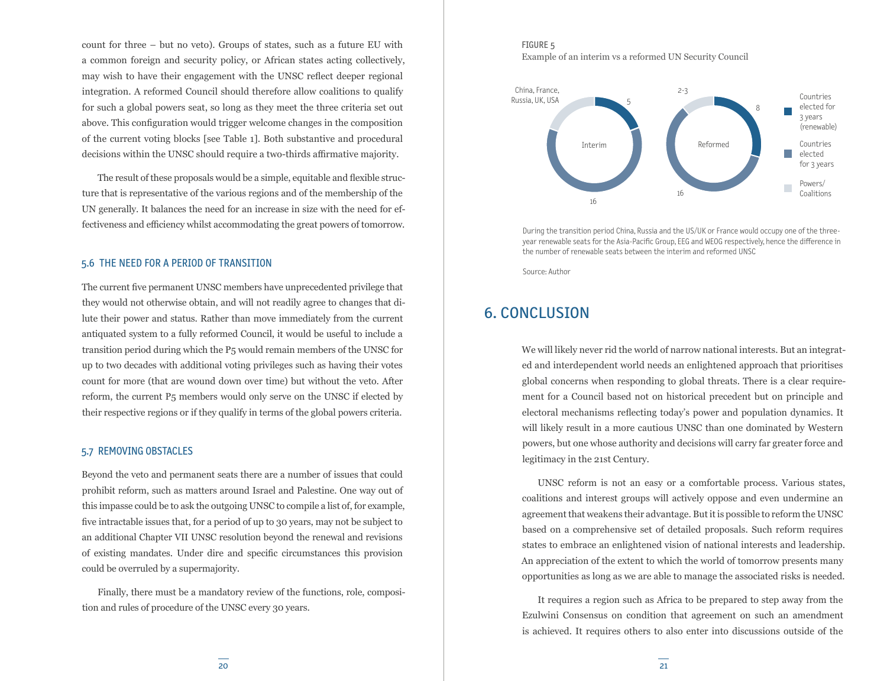count for three – but no veto). Groups of states, such as a future EU with a common foreign and security policy, or African states acting collectively, may wish to have their engagement with the UNSC reflect deeper regional integration. A reformed Council should therefore allow coalitions to qualify for such a global powers seat, so long as they meet the three criteria set out above. This configuration would trigger welcome changes in the composition of the current voting blocks [see Table 1]. Both substantive and procedural decisions within the UNSC should require a two-thirds affirmative majority.

The result of these proposals would be a simple, equitable and flexible structure that is representative of the various regions and of the membership of the UN generally. It balances the need for an increase in size with the need for effectiveness and efficiency whilst accommodating the great powers of tomorrow.

### 5.6 THE NEED FOR A PERIOD OF TRANSITION

The current five permanent UNSC members have unprecedented privilege that they would not otherwise obtain, and will not readily agree to changes that dilute their power and status. Rather than move immediately from the current antiquated system to a fully reformed Council, it would be useful to include a transition period during which the P5 would remain members of the UNSC for up to two decades with additional voting privileges such as having their votes count for more (that are wound down over time) but without the veto. After reform, the current P5 members would only serve on the UNSC if elected by their respective regions or if they qualify in terms of the global powers criteria.

### 5.7 REMOVING OBSTACLES

Beyond the veto and permanent seats there are a number of issues that could prohibit reform, such as matters around Israel and Palestine. One way out of this impasse could be to ask the outgoing UNSC to compile a list of, for example, five intractable issues that, for a period of up to 30 years, may not be subject to an additional Chapter VII UNSC resolution beyond the renewal and revisions of existing mandates. Under dire and specific circumstances this provision could be overruled by a supermajority.

Finally, there must be a mandatory review of the functions, role, composition and rules of procedure of the UNSC every 30 years.

FIGURE 5
Example of an interim vs a reformed UN Security Council

| | Interim | Reformed |
|---|---|---|
| Countries elected for 3 years (renewable) | 5 | 8 |
| Countries elected for 3 years | 16 | 16 |
| Powers/ Coalitions | China, France, Russia, UK, USA | 2-3 |

During the transition period China, Russia and the US/UK or France would occupy one of the three-year renewable seats for the Asia-Pacific Group, EEG and WEOG respectively, hence the difference in the number of renewable seats between the interim and reformed UNSC

Source: Author

## 6. CONCLUSION

We will likely never rid the world of narrow national interests. But an integrated and interdependent world needs an enlightened approach that prioritises global concerns when responding to global threats. There is a clear requirement for a Council based not on historical precedent but on principle and electoral mechanisms reflecting today's power and population dynamics. It will likely result in a more cautious UNSC than one dominated by Western powers, but one whose authority and decisions will carry far greater force and legitimacy in the 21st Century.

UNSC reform is not an easy or a comfortable process. Various states, coalitions and interest groups will actively oppose and even undermine an agreement that weakens their advantage. But it is possible to reform the UNSC based on a comprehensive set of detailed proposals. Such reform requires states to embrace an enlightened vision of national interests and leadership. An appreciation of the extent to which the world of tomorrow presents many opportunities as long as we are able to manage the associated risks is needed.

It requires a region such as Africa to be prepared to step away from the Ezulwini Consensus on condition that agreement on such an amendment is achieved. It requires others to also enter into discussions outside of the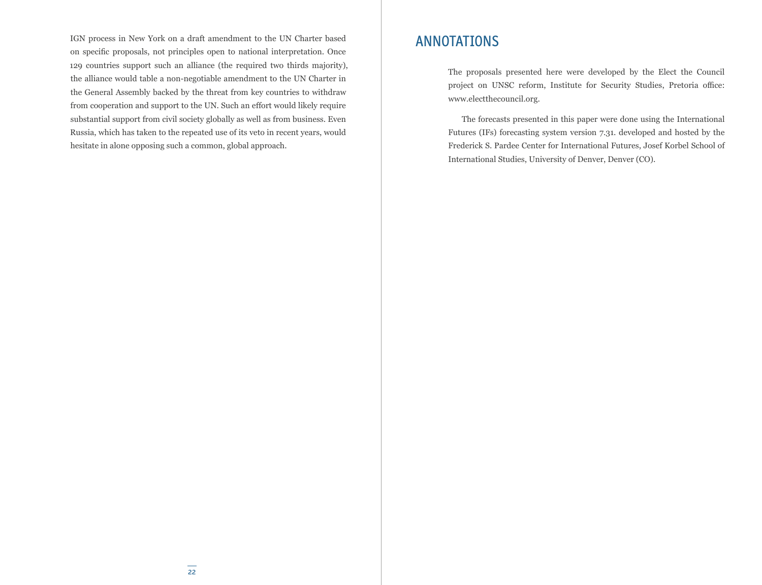IGN process in New York on a draft amendment to the UN Charter based on specific proposals, not principles open to national interpretation. Once 129 countries support such an alliance (the required two thirds majority), the alliance would table a non-negotiable amendment to the UN Charter in the General Assembly backed by the threat from key countries to withdraw from cooperation and support to the UN. Such an effort would likely require substantial support from civil society globally as well as from business. Even Russia, which has taken to the repeated use of its veto in recent years, would hesitate in alone opposing such a common, global approach.

## ANNOTATIONS

The proposals presented here were developed by the Elect the Council project on UNSC reform, Institute for Security Studies, Pretoria office: www.electthecouncil.org.

The forecasts presented in this paper were done using the International Futures (IFs) forecasting system version 7.31. developed and hosted by the Frederick S. Pardee Center for International Futures, Josef Korbel School of International Studies, University of Denver, Denver (CO).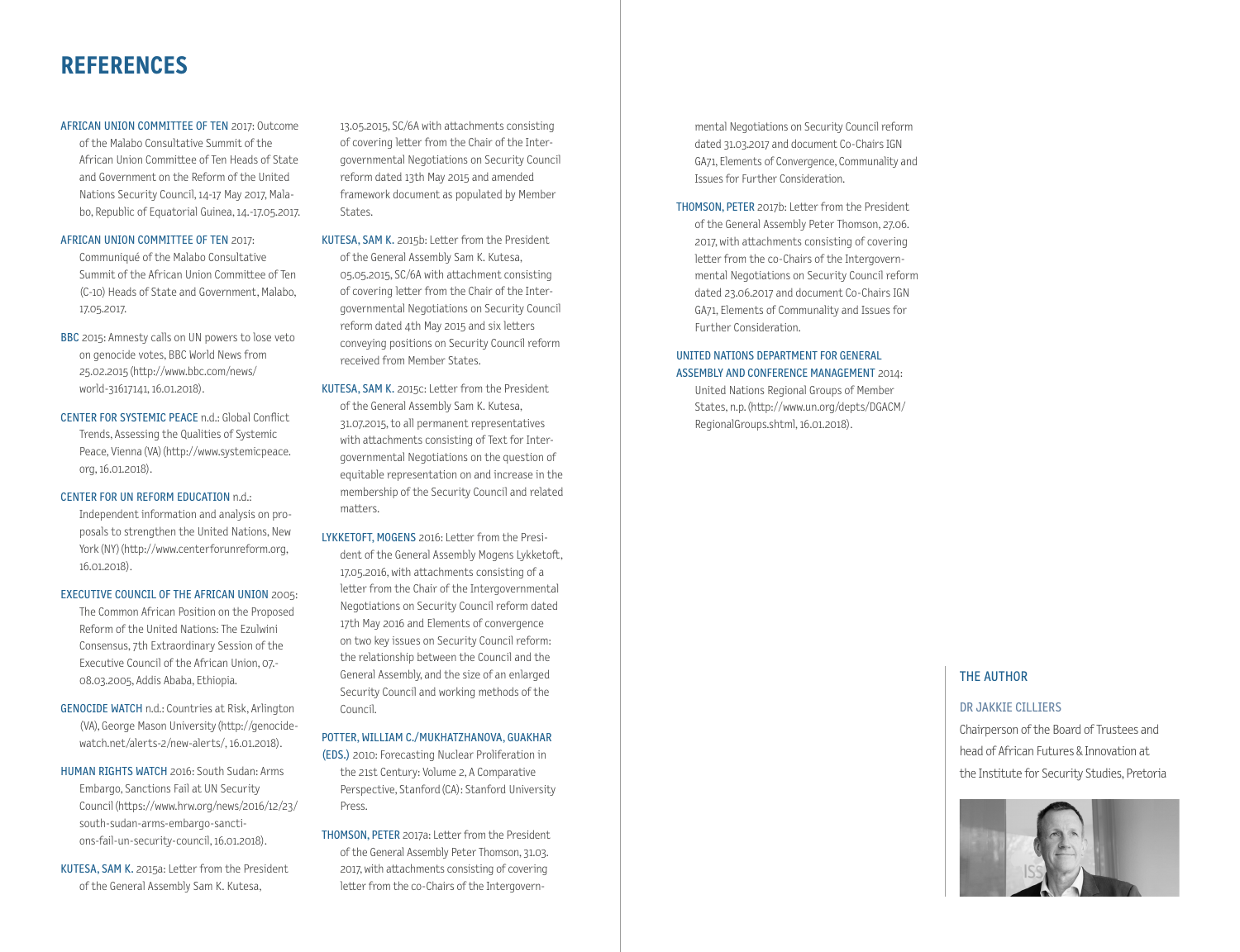# REFERENCES

AFRICAN UNION COMMITTEE OF TEN 2017: Outcome of the Malabo Consultative Summit of the African Union Committee of Ten Heads of State and Government on the Reform of the United Nations Security Council, 14-17 May 2017, Malabo, Republic of Equatorial Guinea, 14.-17.05.2017.

AFRICAN UNION COMMITTEE OF TEN 2017: Communiqué of the Malabo Consultative Summit of the African Union Committee of Ten (C-10) Heads of State and Government, Malabo, 17.05.2017.

BBC 2015: Amnesty calls on UN powers to lose veto on genocide votes, BBC World News from 25.02.2015 (http://www.bbc.com/news/world-31617141, 16.01.2018).

CENTER FOR SYSTEMIC PEACE n.d.: Global Conflict Trends, Assessing the Qualities of Systemic Peace, Vienna (VA) (http://www.systemicpeace.org, 16.01.2018).

CENTER FOR UN REFORM EDUCATION n.d.: Independent information and analysis on proposals to strengthen the United Nations, New York (NY) (http://www.centerforunreform.org, 16.01.2018).

EXECUTIVE COUNCIL OF THE AFRICAN UNION 2005: The Common African Position on the Proposed Reform of the United Nations: The Ezulwini Consensus, 7th Extraordinary Session of the Executive Council of the African Union, 07.-08.03.2005, Addis Ababa, Ethiopia.

GENOCIDE WATCH n.d.: Countries at Risk, Arlington (VA), George Mason University (http://genocidewatch.net/alerts-2/new-alerts/, 16.01.2018).

HUMAN RIGHTS WATCH 2016: South Sudan: Arms Embargo, Sanctions Fail at UN Security Council (https://www.hrw.org/news/2016/12/23/south-sudan-arms-embargo-sanctions-fail-un-security-council, 16.01.2018).

KUTESA, SAM K. 2015a: Letter from the President of the General Assembly Sam K. Kutesa, 13.05.2015, SC/6A with attachments consisting of covering letter from the Chair of the Intergovernmental Negotiations on Security Council reform dated 13th May 2015 and amended framework document as populated by Member States.

KUTESA, SAM K. 2015b: Letter from the President of the General Assembly Sam K. Kutesa, 05.05.2015, SC/6A with attachment consisting of covering letter from the Chair of the Intergovernmental Negotiations on Security Council reform dated 4th May 2015 and six letters conveying positions on Security Council reform received from Member States.

KUTESA, SAM K. 2015c: Letter from the President of the General Assembly Sam K. Kutesa, 31.07.2015, to all permanent representatives with attachments consisting of Text for Intergovernmental Negotiations on the question of equitable representation on and increase in the membership of the Security Council and related matters.

LYKKETOFT, MOGENS 2016: Letter from the President of the General Assembly Mogens Lykketoft, 17.05.2016, with attachments consisting of a letter from the Chair of the Intergovernmental Negotiations on Security Council reform dated 17th May 2016 and Elements of convergence on two key issues on Security Council reform: the relationship between the Council and the General Assembly, and the size of an enlarged Security Council and working methods of the Council.

POTTER, WILLIAM C./MUKHATZHANOVA, GUAKHAR (EDS.) 2010: Forecasting Nuclear Proliferation in the 21st Century: Volume 2, A Comparative Perspective, Stanford (CA): Stanford University Press.

THOMSON, PETER 2017a: Letter from the President of the General Assembly Peter Thomson, 31.03.2017, with attachments consisting of covering letter from the co-Chairs of the Intergovernmental Negotiations on Security Council reform dated 31.03.2017 and document Co-Chairs IGN GA71, Elements of Convergence, Communality and Issues for Further Consideration.

THOMSON, PETER 2017b: Letter from the President of the General Assembly Peter Thomson, 27.06.2017, with attachments consisting of covering letter from the co-Chairs of the Intergovernmental Negotiations on Security Council reform dated 23.06.2017 and document Co-Chairs IGN GA71, Elements of Communality and Issues for Further Consideration.

UNITED NATIONS DEPARTMENT FOR GENERAL ASSEMBLY AND CONFERENCE MANAGEMENT 2014: United Nations Regional Groups of Member States, n.p. (http://www.un.org/depts/DGACM/RegionalGroups.shtml, 16.01.2018).

## THE AUTHOR

DR JAKKIE CILLIERS

Chairperson of the Board of Trustees and head of African Futures & Innovation at the Institute for Security Studies, Pretoria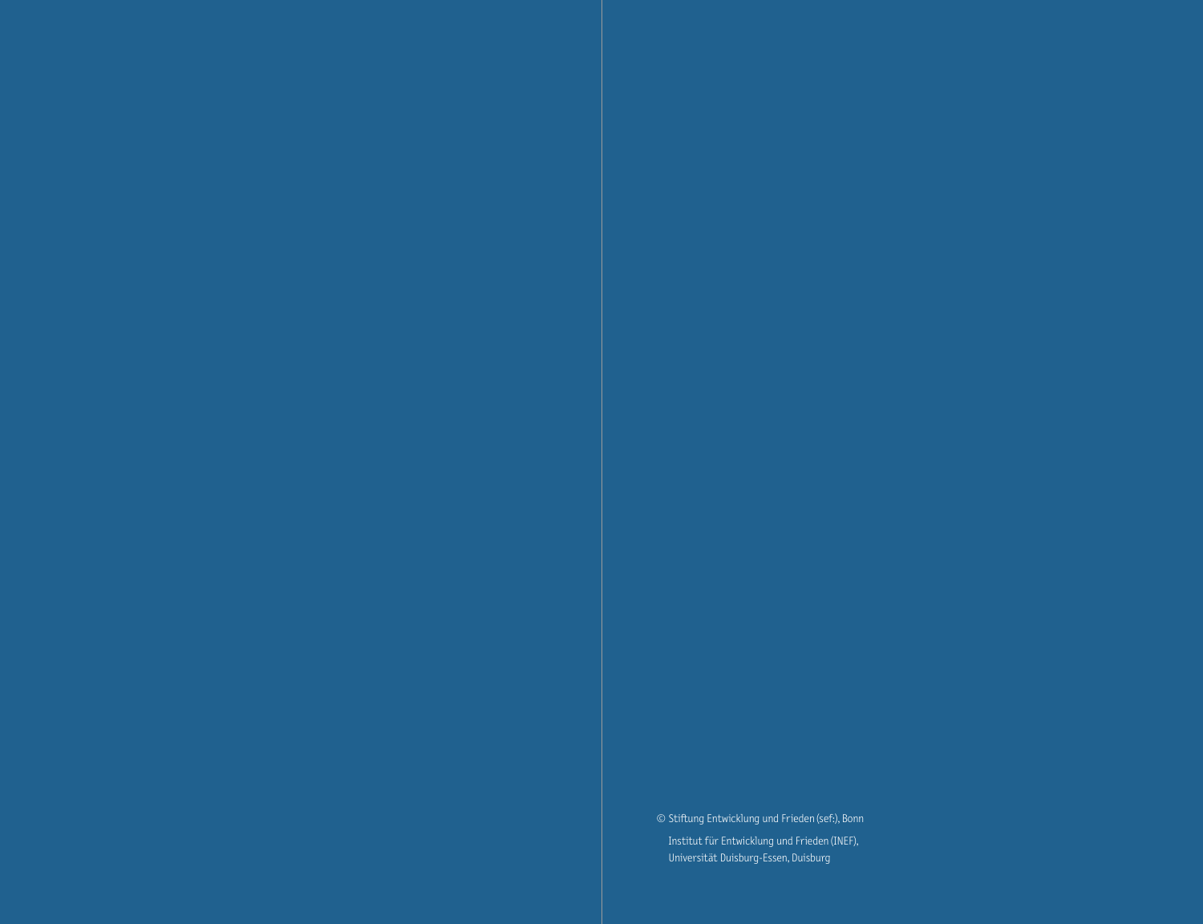© Stiftung Entwicklung und Frieden (sef:), Bonn

Institut für Entwicklung und Frieden (INEF),
Universität Duisburg-Essen, Duisburg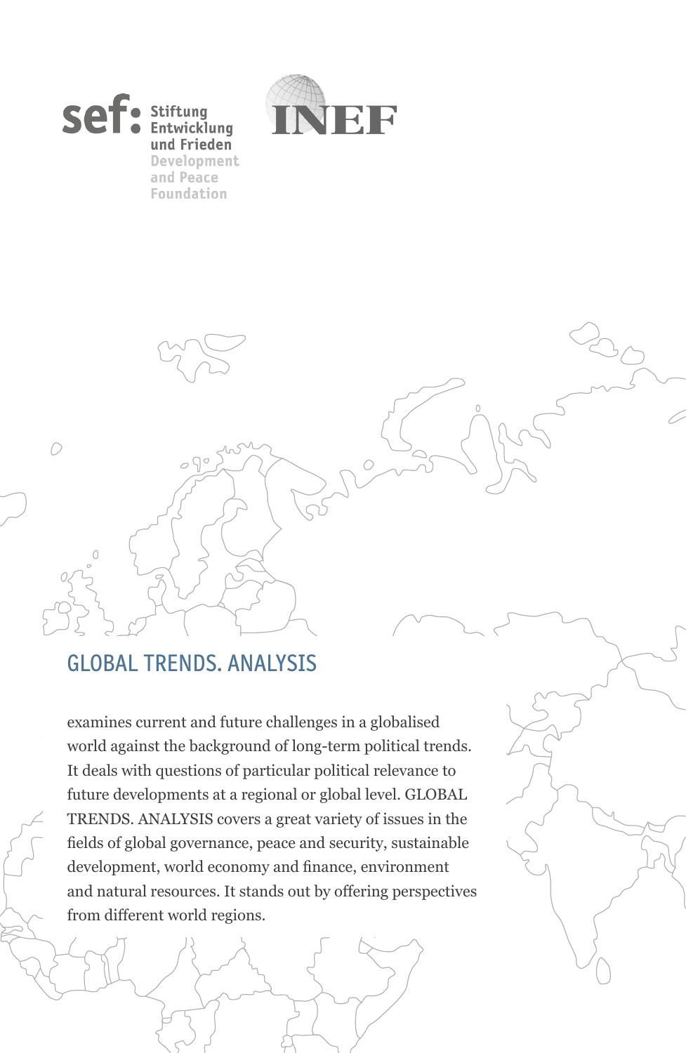sef: Stiftung Entwicklung und Frieden
Development and Peace Foundation

INEF

## GLOBAL TRENDS. ANALYSIS

examines current and future challenges in a globalised world against the background of long-term political trends. It deals with questions of particular political relevance to future developments at a regional or global level. GLOBAL TRENDS. ANALYSIS covers a great variety of issues in the fields of global governance, peace and security, sustainable development, world economy and finance, environment and natural resources. It stands out by offering perspectives from different world regions.